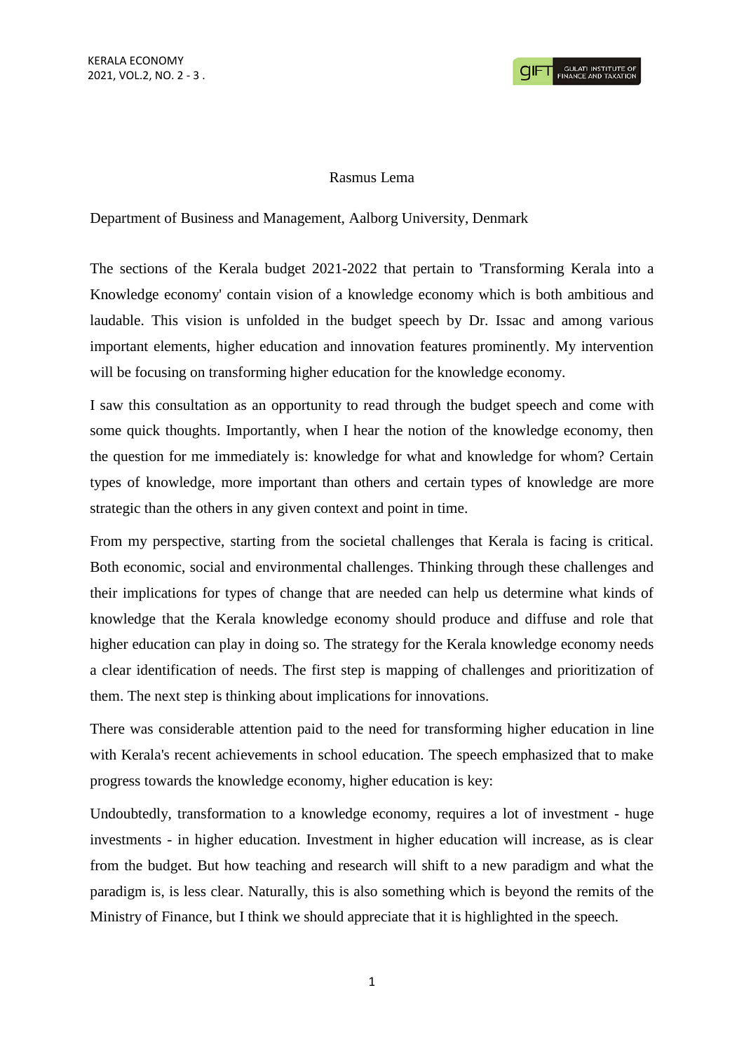Rasmus Lema

Department of Business and Management, Aalborg University, Denmark

The sections of the Kerala budget 2021-2022 that pertain to 'Transforming Kerala into a Knowledge economy' contain vision of a knowledge economy which is both ambitious and laudable. This vision is unfolded in the budget speech by Dr. Issac and among various important elements, higher education and innovation features prominently. My intervention will be focusing on transforming higher education for the knowledge economy.

I saw this consultation as an opportunity to read through the budget speech and come with some quick thoughts. Importantly, when I hear the notion of the knowledge economy, then the question for me immediately is: knowledge for what and knowledge for whom? Certain types of knowledge, more important than others and certain types of knowledge are more strategic than the others in any given context and point in time.

From my perspective, starting from the societal challenges that Kerala is facing is critical. Both economic, social and environmental challenges. Thinking through these challenges and their implications for types of change that are needed can help us determine what kinds of knowledge that the Kerala knowledge economy should produce and diffuse and role that higher education can play in doing so. The strategy for the Kerala knowledge economy needs a clear identification of needs. The first step is mapping of challenges and prioritization of them. The next step is thinking about implications for innovations.

There was considerable attention paid to the need for transforming higher education in line with Kerala's recent achievements in school education. The speech emphasized that to make progress towards the knowledge economy, higher education is key:

Undoubtedly, transformation to a knowledge economy, requires a lot of investment - huge investments - in higher education. Investment in higher education will increase, as is clear from the budget. But how teaching and research will shift to a new paradigm and what the paradigm is, is less clear. Naturally, this is also something which is beyond the remits of the Ministry of Finance, but I think we should appreciate that it is highlighted in the speech.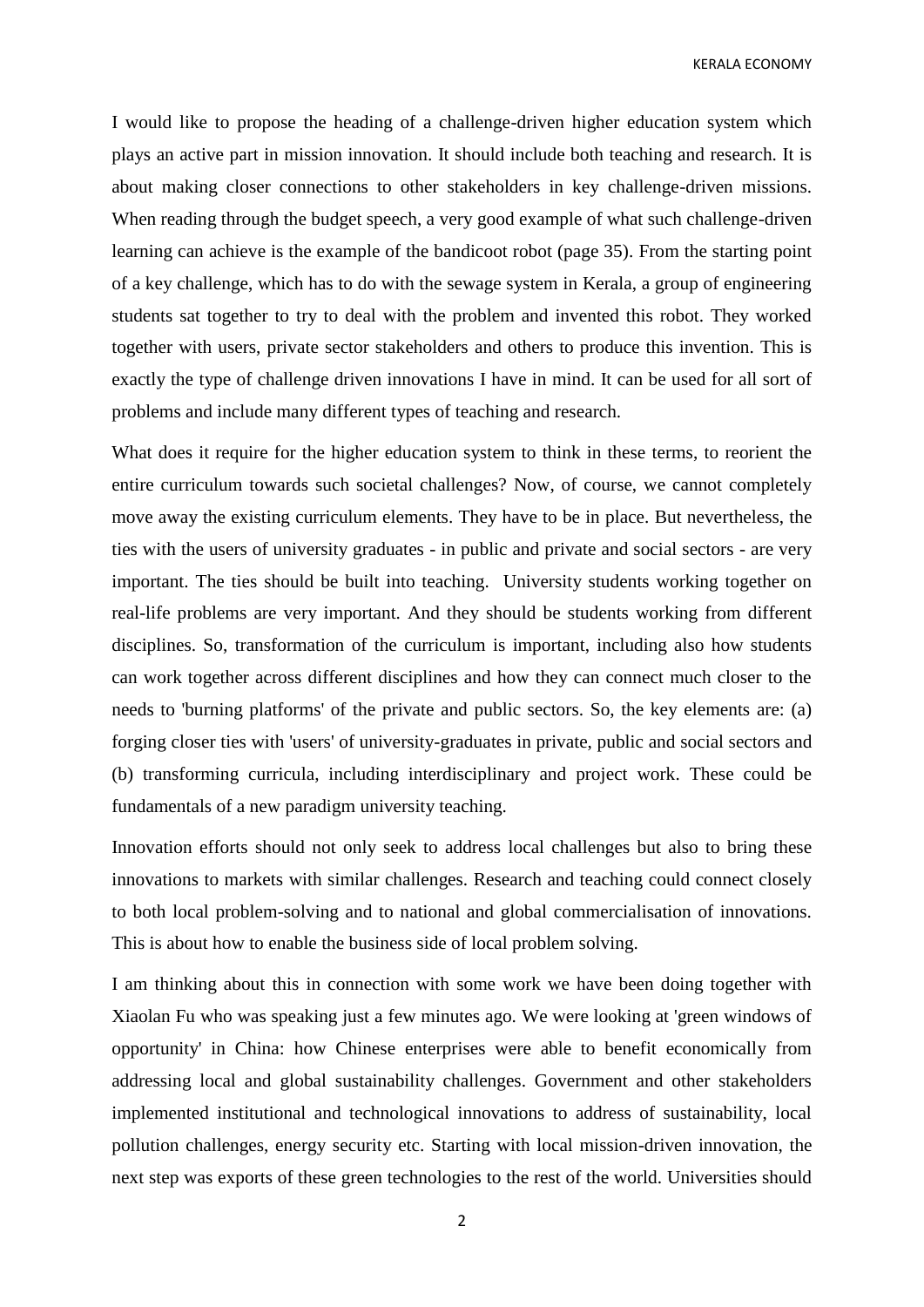I would like to propose the heading of a challenge-driven higher education system which plays an active part in mission innovation. It should include both teaching and research. It is about making closer connections to other stakeholders in key challenge-driven missions. When reading through the budget speech, a very good example of what such challenge-driven learning can achieve is the example of the bandicoot robot (page 35). From the starting point of a key challenge, which has to do with the sewage system in Kerala, a group of engineering students sat together to try to deal with the problem and invented this robot. They worked together with users, private sector stakeholders and others to produce this invention. This is exactly the type of challenge driven innovations I have in mind. It can be used for all sort of problems and include many different types of teaching and research.

What does it require for the higher education system to think in these terms, to reorient the entire curriculum towards such societal challenges? Now, of course, we cannot completely move away the existing curriculum elements. They have to be in place. But nevertheless, the ties with the users of university graduates - in public and private and social sectors - are very important. The ties should be built into teaching. University students working together on real-life problems are very important. And they should be students working from different disciplines. So, transformation of the curriculum is important, including also how students can work together across different disciplines and how they can connect much closer to the needs to 'burning platforms' of the private and public sectors. So, the key elements are: (a) forging closer ties with 'users' of university-graduates in private, public and social sectors and (b) transforming curricula, including interdisciplinary and project work. These could be fundamentals of a new paradigm university teaching.

Innovation efforts should not only seek to address local challenges but also to bring these innovations to markets with similar challenges. Research and teaching could connect closely to both local problem-solving and to national and global commercialisation of innovations. This is about how to enable the business side of local problem solving.

I am thinking about this in connection with some work we have been doing together with Xiaolan Fu who was speaking just a few minutes ago. We were looking at 'green windows of opportunity' in China: how Chinese enterprises were able to benefit economically from addressing local and global sustainability challenges. Government and other stakeholders implemented institutional and technological innovations to address of sustainability, local pollution challenges, energy security etc. Starting with local mission-driven innovation, the next step was exports of these green technologies to the rest of the world. Universities should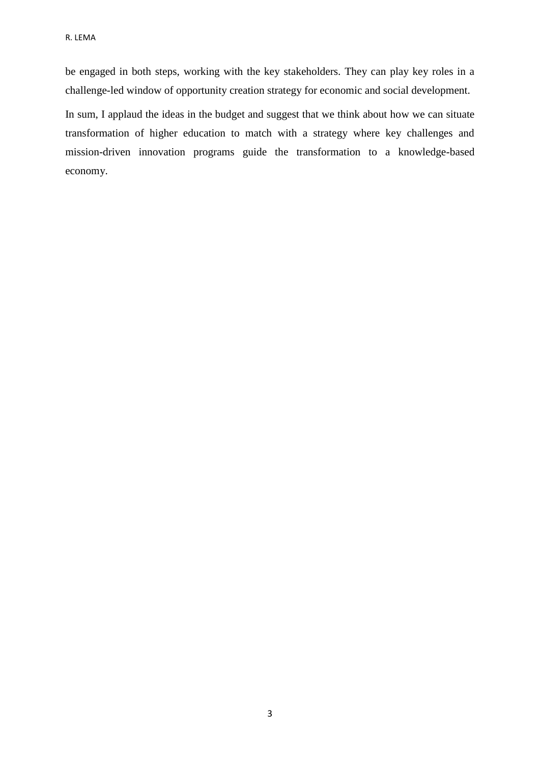be engaged in both steps, working with the key stakeholders. They can play key roles in a challenge-led window of opportunity creation strategy for economic and social development.

In sum, I applaud the ideas in the budget and suggest that we think about how we can situate transformation of higher education to match with a strategy where key challenges and mission-driven innovation programs guide the transformation to a knowledge-based economy.